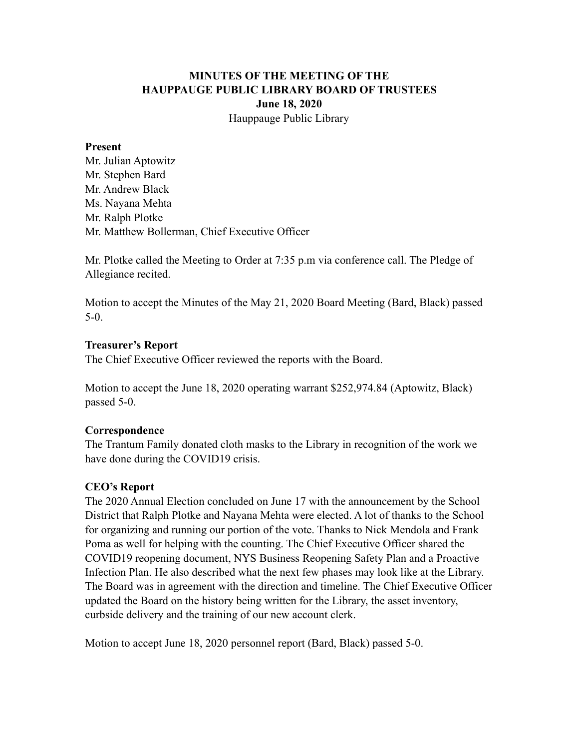**MINUTES OF THE MEETING OF THE**
**HAUPPAUGE PUBLIC LIBRARY BOARD OF TRUSTEES**
**June 18, 2020**
Hauppauge Public Library

**Present**
Mr. Julian Aptowitz
Mr. Stephen Bard
Mr. Andrew Black
Ms. Nayana Mehta
Mr. Ralph Plotke
Mr. Matthew Bollerman, Chief Executive Officer

Mr. Plotke called the Meeting to Order at 7:35 p.m via conference call. The Pledge of Allegiance recited.

Motion to accept the Minutes of the May 21, 2020 Board Meeting (Bard, Black) passed 5-0.

**Treasurer's Report**
The Chief Executive Officer reviewed the reports with the Board.

Motion to accept the June 18, 2020 operating warrant $252,974.84 (Aptowitz, Black) passed 5-0.

**Correspondence**
The Trantum Family donated cloth masks to the Library in recognition of the work we have done during the COVID19 crisis.

**CEO's Report**
The 2020 Annual Election concluded on June 17 with the announcement by the School District that Ralph Plotke and Nayana Mehta were elected. A lot of thanks to the School for organizing and running our portion of the vote. Thanks to Nick Mendola and Frank Poma as well for helping with the counting. The Chief Executive Officer shared the COVID19 reopening document, NYS Business Reopening Safety Plan and a Proactive Infection Plan. He also described what the next few phases may look like at the Library. The Board was in agreement with the direction and timeline. The Chief Executive Officer updated the Board on the history being written for the Library, the asset inventory, curbside delivery and the training of our new account clerk.

Motion to accept June 18, 2020 personnel report (Bard, Black) passed 5-0.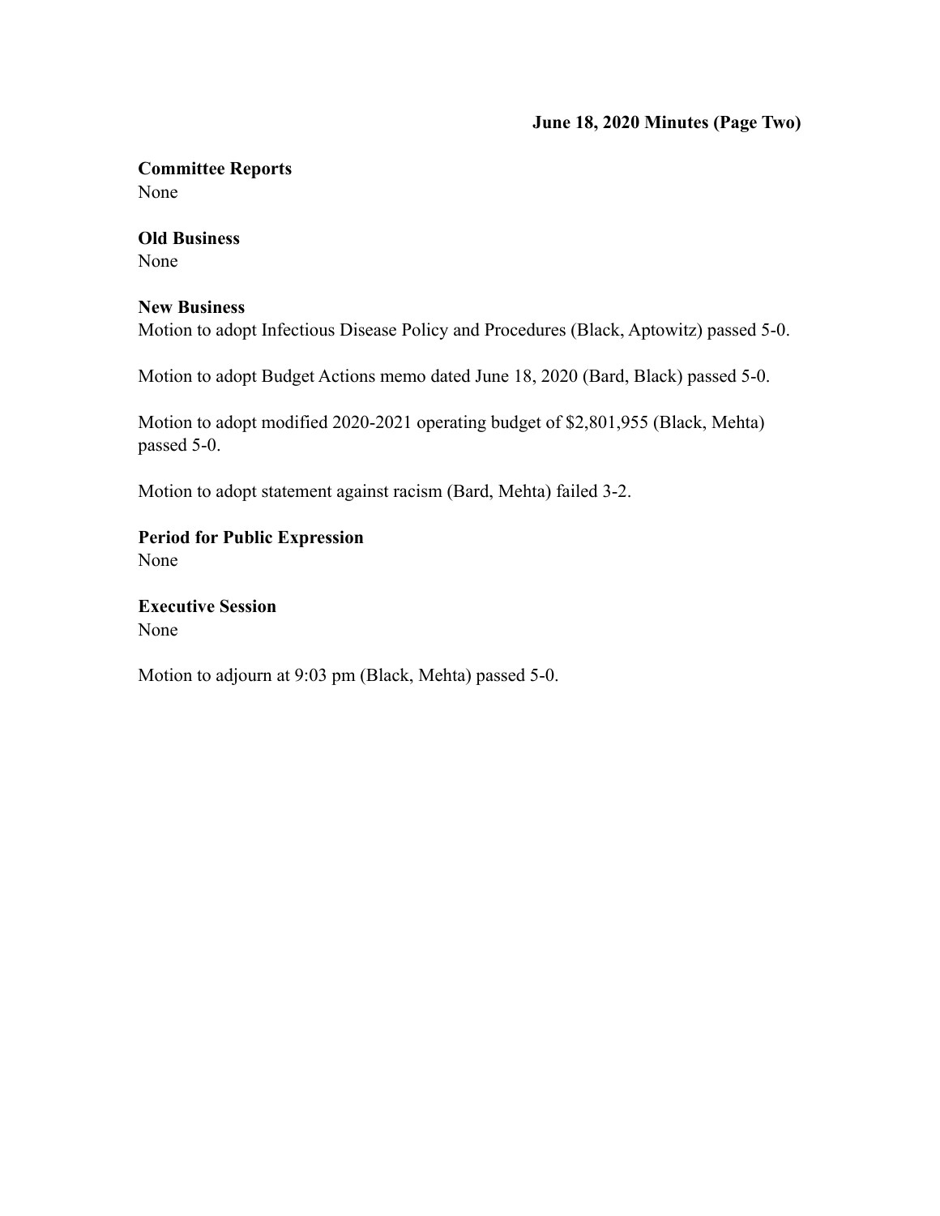**June 18, 2020 Minutes (Page Two)**

**Committee Reports**
None

**Old Business**
None

**New Business**
Motion to adopt Infectious Disease Policy and Procedures (Black, Aptowitz) passed 5-0.

Motion to adopt Budget Actions memo dated June 18, 2020 (Bard, Black) passed 5-0.

Motion to adopt modified 2020-2021 operating budget of $2,801,955 (Black, Mehta) passed 5-0.

Motion to adopt statement against racism (Bard, Mehta) failed 3-2.

**Period for Public Expression**
None

**Executive Session**
None

Motion to adjourn at 9:03 pm (Black, Mehta) passed 5-0.